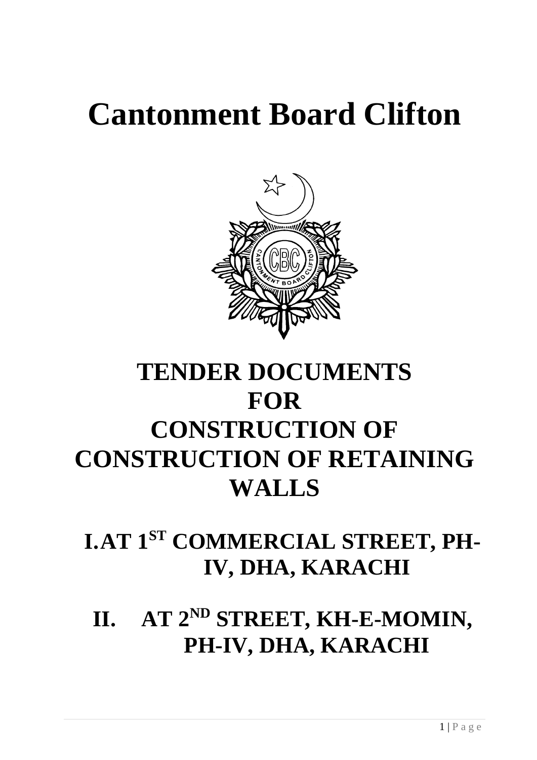# Cantonment Board Clifton

# TENDER DOCUMENTS
# FOR
# CONSTRUCTION OF
# CONSTRUCTION OF RETAINING WALLS

## I. AT 1ST COMMERCIAL STREET, PH-IV, DHA, KARACHI

## II. AT 2ND STREET, KH-E-MOMIN, PH-IV, DHA, KARACHI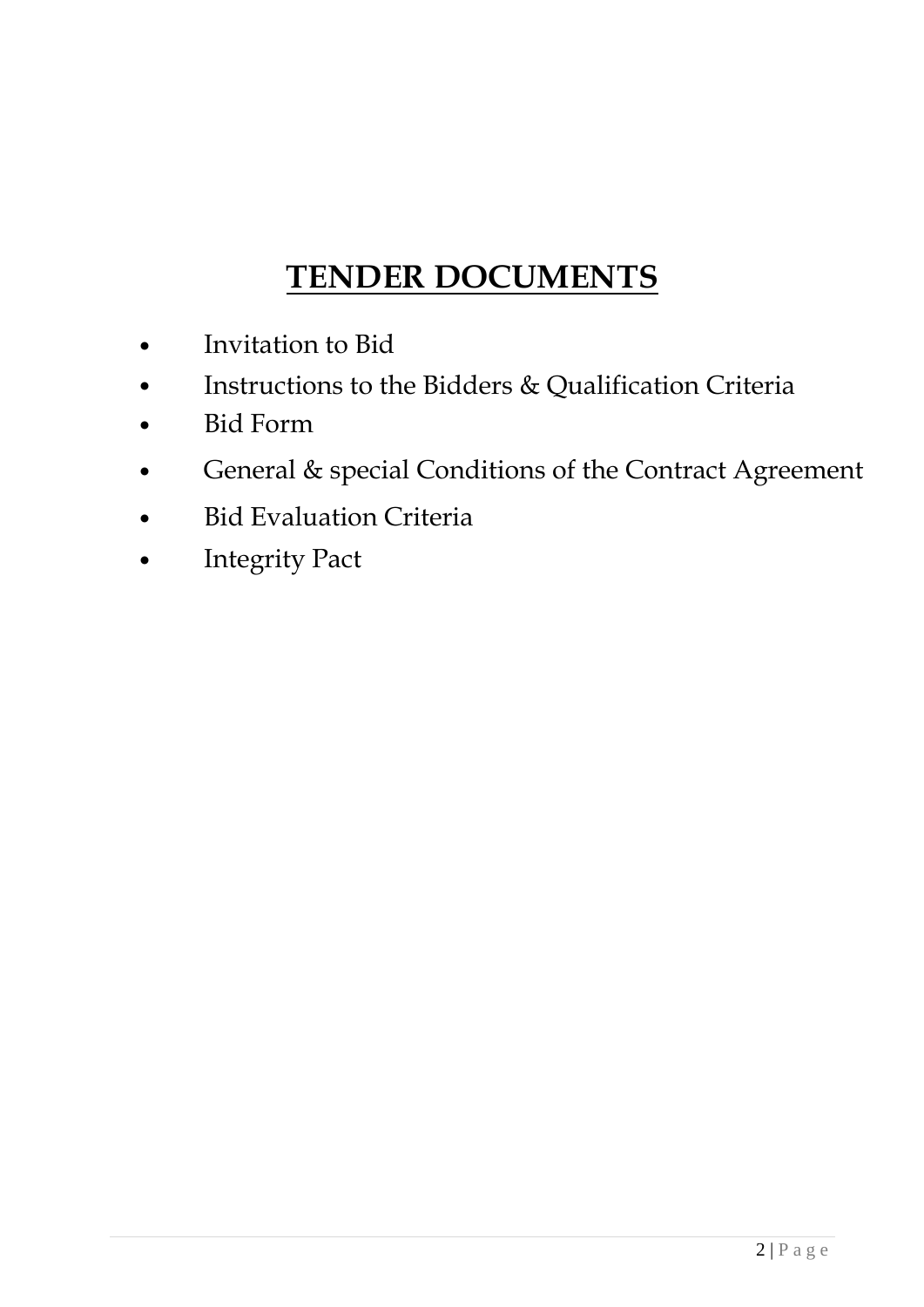# **TENDER DOCUMENTS**

- Invitation to Bid
- Instructions to the Bidders & Qualification Criteria
- Bid Form
- General & special Conditions of the Contract Agreement
- Bid Evaluation Criteria
- Integrity Pact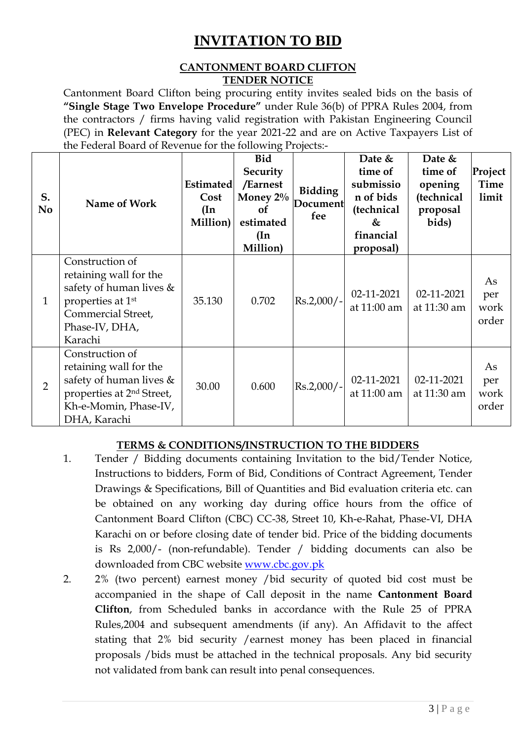# INVITATION TO BID

## CANTONMENT BOARD CLIFTON
## TENDER NOTICE

Cantonment Board Clifton being procuring entity invites sealed bids on the basis of **"Single Stage Two Envelope Procedure"** under Rule 36(b) of PPRA Rules 2004, from the contractors / firms having valid registration with Pakistan Engineering Council (PEC) in **Relevant Category** for the year 2021-22 and are on Active Taxpayers List of the Federal Board of Revenue for the following Projects:-

| S. No | Name of Work | Estimated Cost (In Million) | Bid Security /Earnest Money 2% of estimated (In Million) | Bidding Document fee | Date & time of submission of bids (technical & financial proposal) | Date & time of opening (technical proposal bids) | Project Time limit |
|---|---|---|---|---|---|---|---|
| 1 | Construction of retaining wall for the safety of human lives & properties at 1st Commercial Street, Phase-IV, DHA, Karachi | 35.130 | 0.702 | Rs.2,000/- | 02-11-2021 at 11:00 am | 02-11-2021 at 11:30 am | As per work order |
| 2 | Construction of retaining wall for the safety of human lives & properties at 2nd Street, Kh-e-Momin, Phase-IV, DHA, Karachi | 30.00 | 0.600 | Rs.2,000/- | 02-11-2021 at 11:00 am | 02-11-2021 at 11:30 am | As per work order |

### TERMS & CONDITIONS/INSTRUCTION TO THE BIDDERS

1. Tender / Bidding documents containing Invitation to the bid/Tender Notice, Instructions to bidders, Form of Bid, Conditions of Contract Agreement, Tender Drawings & Specifications, Bill of Quantities and Bid evaluation criteria etc. can be obtained on any working day during office hours from the office of Cantonment Board Clifton (CBC) CC-38, Street 10, Kh-e-Rahat, Phase-VI, DHA Karachi on or before closing date of tender bid. Price of the bidding documents is Rs 2,000/- (non-refundable). Tender / bidding documents can also be downloaded from CBC website www.cbc.gov.pk
2. 2% (two percent) earnest money /bid security of quoted bid cost must be accompanied in the shape of Call deposit in the name **Cantonment Board Clifton**, from Scheduled banks in accordance with the Rule 25 of PPRA Rules,2004 and subsequent amendments (if any). An Affidavit to the affect stating that 2% bid security /earnest money has been placed in financial proposals /bids must be attached in the technical proposals. Any bid security not validated from bank can result into penal consequences.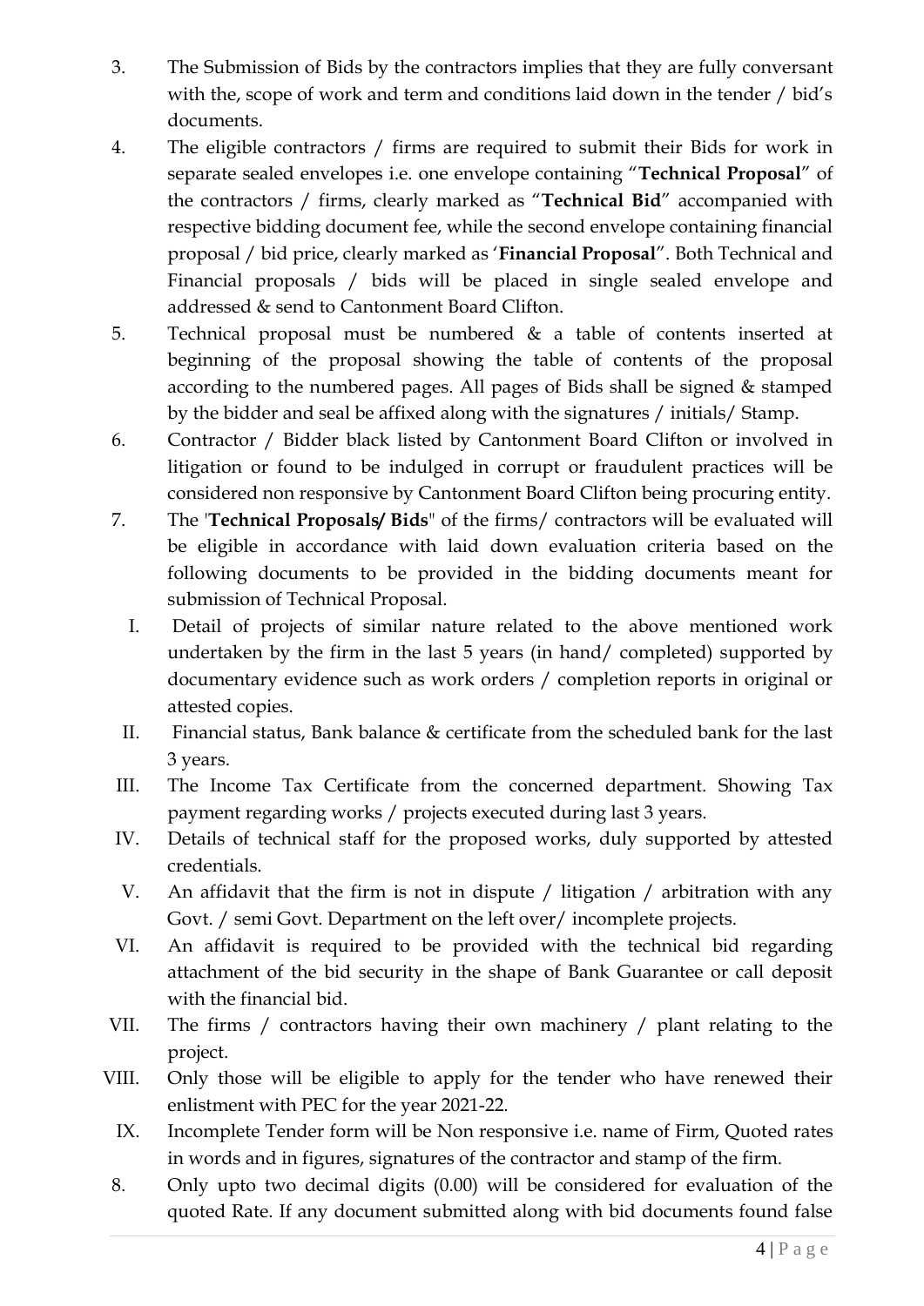3. The Submission of Bids by the contractors implies that they are fully conversant with the, scope of work and term and conditions laid down in the tender / bid's documents.

4. The eligible contractors / firms are required to submit their Bids for work in separate sealed envelopes i.e. one envelope containing "**Technical Proposal**" of the contractors / firms, clearly marked as "**Technical Bid**" accompanied with respective bidding document fee, while the second envelope containing financial proposal / bid price, clearly marked as '**Financial Proposal**". Both Technical and Financial proposals / bids will be placed in single sealed envelope and addressed & send to Cantonment Board Clifton.

5. Technical proposal must be numbered & a table of contents inserted at beginning of the proposal showing the table of contents of the proposal according to the numbered pages. All pages of Bids shall be signed & stamped by the bidder and seal be affixed along with the signatures / initials/ Stamp.

6. Contractor / Bidder black listed by Cantonment Board Clifton or involved in litigation or found to be indulged in corrupt or fraudulent practices will be considered non responsive by Cantonment Board Clifton being procuring entity.

7. The '**Technical Proposals/ Bids**' of the firms/ contractors will be evaluated will be eligible in accordance with laid down evaluation criteria based on the following documents to be provided in the bidding documents meant for submission of Technical Proposal.

   I. Detail of projects of similar nature related to the above mentioned work undertaken by the firm in the last 5 years (in hand/ completed) supported by documentary evidence such as work orders / completion reports in original or attested copies.

   II. Financial status, Bank balance & certificate from the scheduled bank for the last 3 years.

   III. The Income Tax Certificate from the concerned department. Showing Tax payment regarding works / projects executed during last 3 years.

   IV. Details of technical staff for the proposed works, duly supported by attested credentials.

   V. An affidavit that the firm is not in dispute / litigation / arbitration with any Govt. / semi Govt. Department on the left over/ incomplete projects.

   VI. An affidavit is required to be provided with the technical bid regarding attachment of the bid security in the shape of Bank Guarantee or call deposit with the financial bid.

   VII. The firms / contractors having their own machinery / plant relating to the project.

   VIII. Only those will be eligible to apply for the tender who have renewed their enlistment with PEC for the year 2021-22.

   IX. Incomplete Tender form will be Non responsive i.e. name of Firm, Quoted rates in words and in figures, signatures of the contractor and stamp of the firm.

8. Only upto two decimal digits (0.00) will be considered for evaluation of the quoted Rate. If any document submitted along with bid documents found false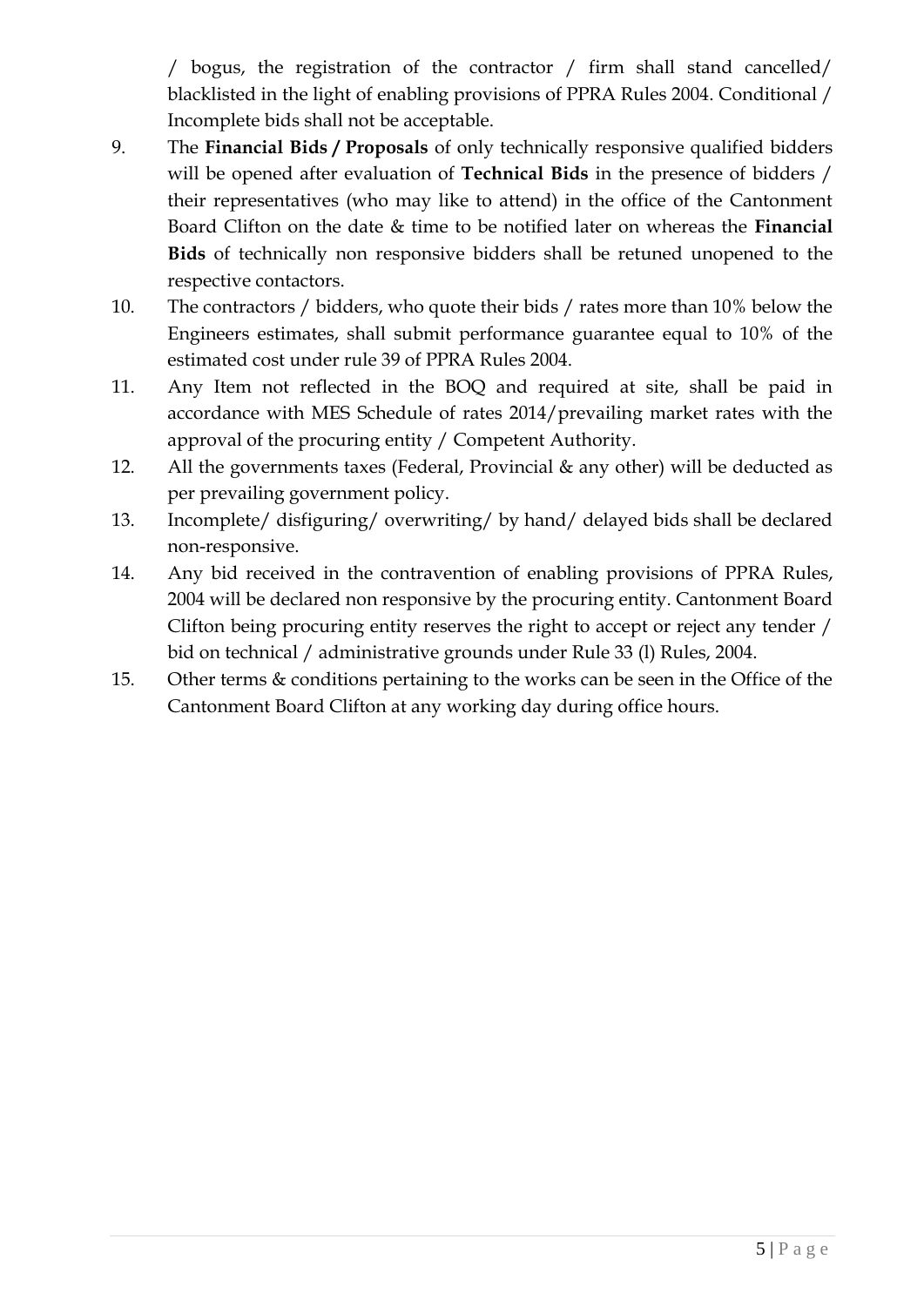/ bogus, the registration of the contractor / firm shall stand cancelled/ blacklisted in the light of enabling provisions of PPRA Rules 2004. Conditional / Incomplete bids shall not be acceptable.

9. The **Financial Bids / Proposals** of only technically responsive qualified bidders will be opened after evaluation of **Technical Bids** in the presence of bidders / their representatives (who may like to attend) in the office of the Cantonment Board Clifton on the date & time to be notified later on whereas the **Financial Bids** of technically non responsive bidders shall be retuned unopened to the respective contactors.
10. The contractors / bidders, who quote their bids / rates more than 10% below the Engineers estimates, shall submit performance guarantee equal to 10% of the estimated cost under rule 39 of PPRA Rules 2004.
11. Any Item not reflected in the BOQ and required at site, shall be paid in accordance with MES Schedule of rates 2014/prevailing market rates with the approval of the procuring entity / Competent Authority.
12. All the governments taxes (Federal, Provincial & any other) will be deducted as per prevailing government policy.
13. Incomplete/ disfiguring/ overwriting/ by hand/ delayed bids shall be declared non-responsive.
14. Any bid received in the contravention of enabling provisions of PPRA Rules, 2004 will be declared non responsive by the procuring entity. Cantonment Board Clifton being procuring entity reserves the right to accept or reject any tender / bid on technical / administrative grounds under Rule 33 (l) Rules, 2004.
15. Other terms & conditions pertaining to the works can be seen in the Office of the Cantonment Board Clifton at any working day during office hours.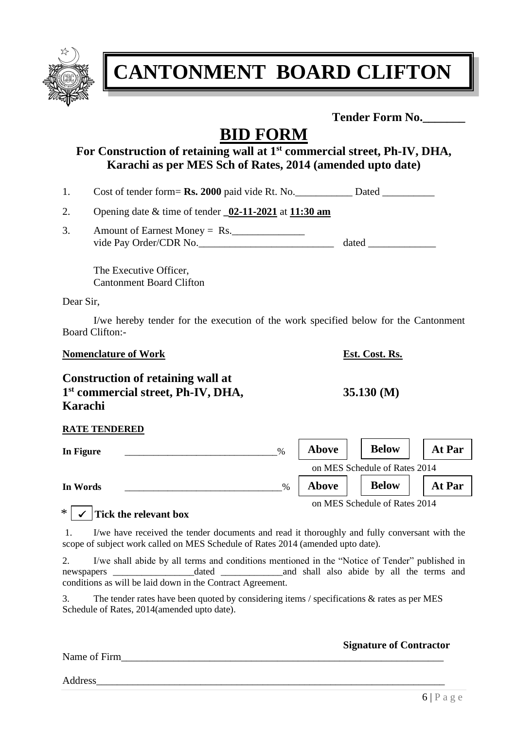# CANTONMENT BOARD CLIFTON

**Tender Form No.\_\_\_\_\_\_\_**

## BID FORM

### For Construction of retaining wall at 1st commercial street, Ph-IV, DHA, Karachi as per MES Sch of Rates, 2014 (amended upto date)

1. Cost of tender form= **Rs. 2000** paid vide Rt. No.\_\_\_\_\_\_\_\_\_\_\_ Dated \_\_\_\_\_\_\_\_\_\_
2. Opening date & time of tender **\_02-11-2021** at **11:30 am**
3. Amount of Earnest Money = Rs.\_\_\_\_\_\_\_\_\_\_\_\_\_\_
   vide Pay Order/CDR No.\_\_\_\_\_\_\_\_\_\_\_\_\_\_\_\_\_\_\_\_\_\_\_\_\_\_ dated \_\_\_\_\_\_\_\_\_\_\_\_\_

The Executive Officer,
Cantonment Board Clifton

Dear Sir,

I/we hereby tender for the execution of the work specified below for the Cantonment Board Clifton:-

| **Nomenclature of Work** | **Est. Cost. Rs.** |
|---|---|
| **Construction of retaining wall at 1st commercial street, Ph-IV, DHA, Karachi** | **35.130 (M)** |

**RATE TENDERED**

| | | | | |
|---|---|---|---|---|
| **In Figure** | \_\_\_\_\_\_\_\_\_\_\_\_\_\_\_\_\_\_\_\_\_\_\_\_\_\_\_\_\_\_% | **Above** | **Below** | **At Par** |
| | | on MES Schedule of Rates 2014 | | |
| **In Words** | \_\_\_\_\_\_\_\_\_\_\_\_\_\_\_\_\_\_\_\_\_\_\_\_\_\_\_\_\_\_% | **Above** | **Below** | **At Par** |
| | | on MES Schedule of Rates 2014 | | |

* ✔ **Tick the relevant box**

1. I/we have received the tender documents and read it thoroughly and fully conversant with the scope of subject work called on MES Schedule of Rates 2014 (amended upto date).
2. I/we shall abide by all terms and conditions mentioned in the "Notice of Tender" published in newspapers \_\_\_\_\_\_\_\_\_\_\_\_\_\_\_\_\_dated \_\_\_\_\_\_\_\_\_\_\_\_\_and shall also abide by all the terms and conditions as will be laid down in the Contract Agreement.
3. The tender rates have been quoted by considering items / specifications & rates as per MES Schedule of Rates, 2014(amended upto date).

**Signature of Contractor**

Name of Firm\_\_\_\_\_\_\_\_\_\_\_\_\_\_\_\_\_\_\_\_\_\_\_\_\_\_\_\_\_\_\_\_\_\_\_\_\_\_\_\_\_\_\_\_\_\_\_\_\_\_\_\_\_\_\_\_\_\_\_\_\_\_

Address\_\_\_\_\_\_\_\_\_\_\_\_\_\_\_\_\_\_\_\_\_\_\_\_\_\_\_\_\_\_\_\_\_\_\_\_\_\_\_\_\_\_\_\_\_\_\_\_\_\_\_\_\_\_\_\_\_\_\_\_\_\_\_\_\_\_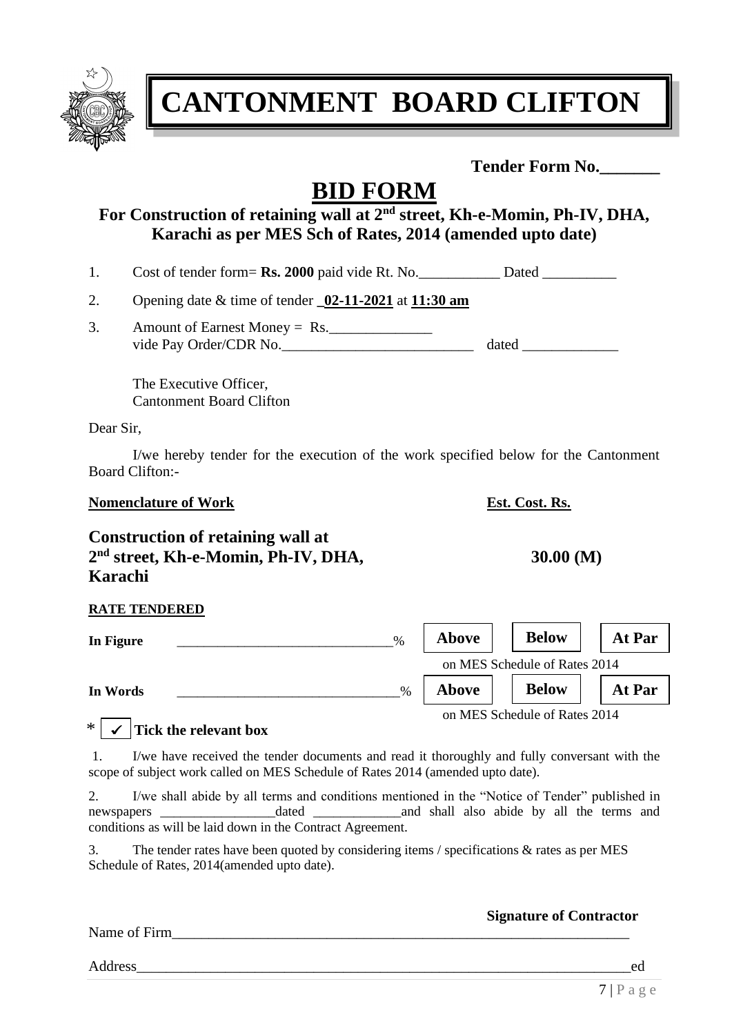# CANTONMENT BOARD CLIFTON

**Tender Form No.\_\_\_\_\_\_\_**

## BID FORM

### For Construction of retaining wall at 2nd street, Kh-e-Momin, Ph-IV, DHA, Karachi as per MES Sch of Rates, 2014 (amended upto date)

1. Cost of tender form= **Rs. 2000** paid vide Rt. No.\_\_\_\_\_\_\_\_\_\_\_ Dated \_\_\_\_\_\_\_\_\_\_
2. Opening date & time of tender **\_02-11-2021** at **11:30 am**
3. Amount of Earnest Money = Rs.\_\_\_\_\_\_\_\_\_\_\_\_\_\_
   vide Pay Order/CDR No.\_\_\_\_\_\_\_\_\_\_\_\_\_\_\_\_\_\_\_\_\_\_\_\_\_\_ dated \_\_\_\_\_\_\_\_\_\_\_\_\_

The Executive Officer,
Cantonment Board Clifton

Dear Sir,

I/we hereby tender for the execution of the work specified below for the Cantonment Board Clifton:-

| **Nomenclature of Work** | **Est. Cost. Rs.** |
| --- | --- |
| **Construction of retaining wall at 2nd street, Kh-e-Momin, Ph-IV, DHA, Karachi** | **30.00 (M)** |

**RATE TENDERED**

| | | | | |
| --- | --- | --- | --- | --- |
| **In Figure** | \_\_\_\_\_\_\_\_\_\_\_\_\_\_\_\_\_\_\_\_\_\_\_\_\_\_\_\_\_\_% | **Above** | **Below** | **At Par** |
| | | on MES Schedule of Rates 2014 | | |
| **In Words** | \_\_\_\_\_\_\_\_\_\_\_\_\_\_\_\_\_\_\_\_\_\_\_\_\_\_\_\_\_\_% | **Above** | **Below** | **At Par** |
| | | on MES Schedule of Rates 2014 | | |

\* ✔ **Tick the relevant box**

1. I/we have received the tender documents and read it thoroughly and fully conversant with the scope of subject work called on MES Schedule of Rates 2014 (amended upto date).

2. I/we shall abide by all terms and conditions mentioned in the "Notice of Tender" published in newspapers \_\_\_\_\_\_\_\_\_\_\_\_\_\_\_\_\_dated \_\_\_\_\_\_\_\_\_\_\_\_\_and shall also abide by all the terms and conditions as will be laid down in the Contract Agreement.

3. The tender rates have been quoted by considering items / specifications & rates as per MES Schedule of Rates, 2014(amended upto date).

**Signature of Contractor**

Name of Firm\_\_\_\_\_\_\_\_\_\_\_\_\_\_\_\_\_\_\_\_\_\_\_\_\_\_\_\_\_\_\_\_\_\_\_\_\_\_\_\_\_\_\_\_\_\_\_\_\_\_\_\_\_\_\_\_\_\_\_\_\_\_

Address\_\_\_\_\_\_\_\_\_\_\_\_\_\_\_\_\_\_\_\_\_\_\_\_\_\_\_\_\_\_\_\_\_\_\_\_\_\_\_\_\_\_\_\_\_\_\_\_\_\_\_\_\_\_\_\_\_\_\_\_\_\_\_\_\_\_\_ed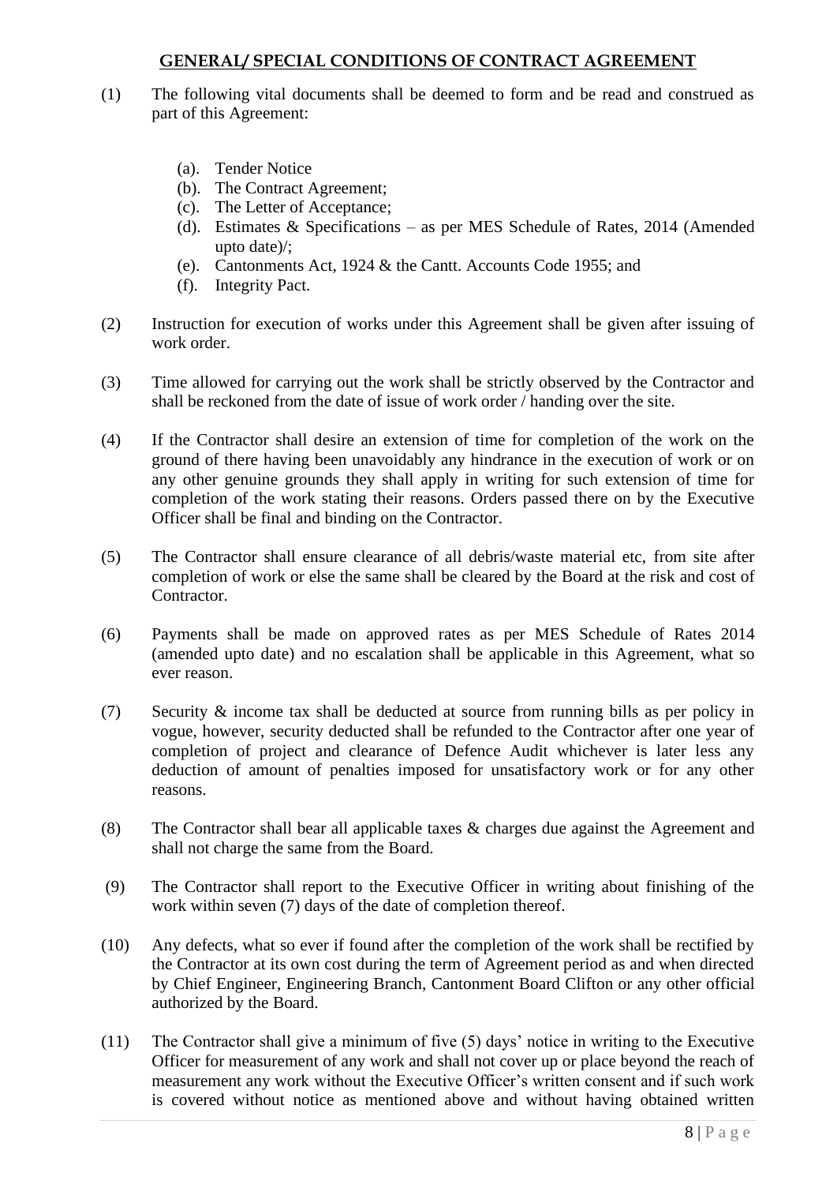## GENERAL/ SPECIAL CONDITIONS OF CONTRACT AGREEMENT

(1) The following vital documents shall be deemed to form and be read and construed as part of this Agreement:

- (a). Tender Notice
- (b). The Contract Agreement;
- (c). The Letter of Acceptance;
- (d). Estimates & Specifications – as per MES Schedule of Rates, 2014 (Amended upto date)/;
- (e). Cantonments Act, 1924 & the Cantt. Accounts Code 1955; and
- (f). Integrity Pact.

(2) Instruction for execution of works under this Agreement shall be given after issuing of work order.

(3) Time allowed for carrying out the work shall be strictly observed by the Contractor and shall be reckoned from the date of issue of work order / handing over the site.

(4) If the Contractor shall desire an extension of time for completion of the work on the ground of there having been unavoidably any hindrance in the execution of work or on any other genuine grounds they shall apply in writing for such extension of time for completion of the work stating their reasons. Orders passed there on by the Executive Officer shall be final and binding on the Contractor.

(5) The Contractor shall ensure clearance of all debris/waste material etc, from site after completion of work or else the same shall be cleared by the Board at the risk and cost of Contractor.

(6) Payments shall be made on approved rates as per MES Schedule of Rates 2014 (amended upto date) and no escalation shall be applicable in this Agreement, what so ever reason.

(7) Security & income tax shall be deducted at source from running bills as per policy in vogue, however, security deducted shall be refunded to the Contractor after one year of completion of project and clearance of Defence Audit whichever is later less any deduction of amount of penalties imposed for unsatisfactory work or for any other reasons.

(8) The Contractor shall bear all applicable taxes & charges due against the Agreement and shall not charge the same from the Board.

(9) The Contractor shall report to the Executive Officer in writing about finishing of the work within seven (7) days of the date of completion thereof.

(10) Any defects, what so ever if found after the completion of the work shall be rectified by the Contractor at its own cost during the term of Agreement period as and when directed by Chief Engineer, Engineering Branch, Cantonment Board Clifton or any other official authorized by the Board.

(11) The Contractor shall give a minimum of five (5) days' notice in writing to the Executive Officer for measurement of any work and shall not cover up or place beyond the reach of measurement any work without the Executive Officer's written consent and if such work is covered without notice as mentioned above and without having obtained written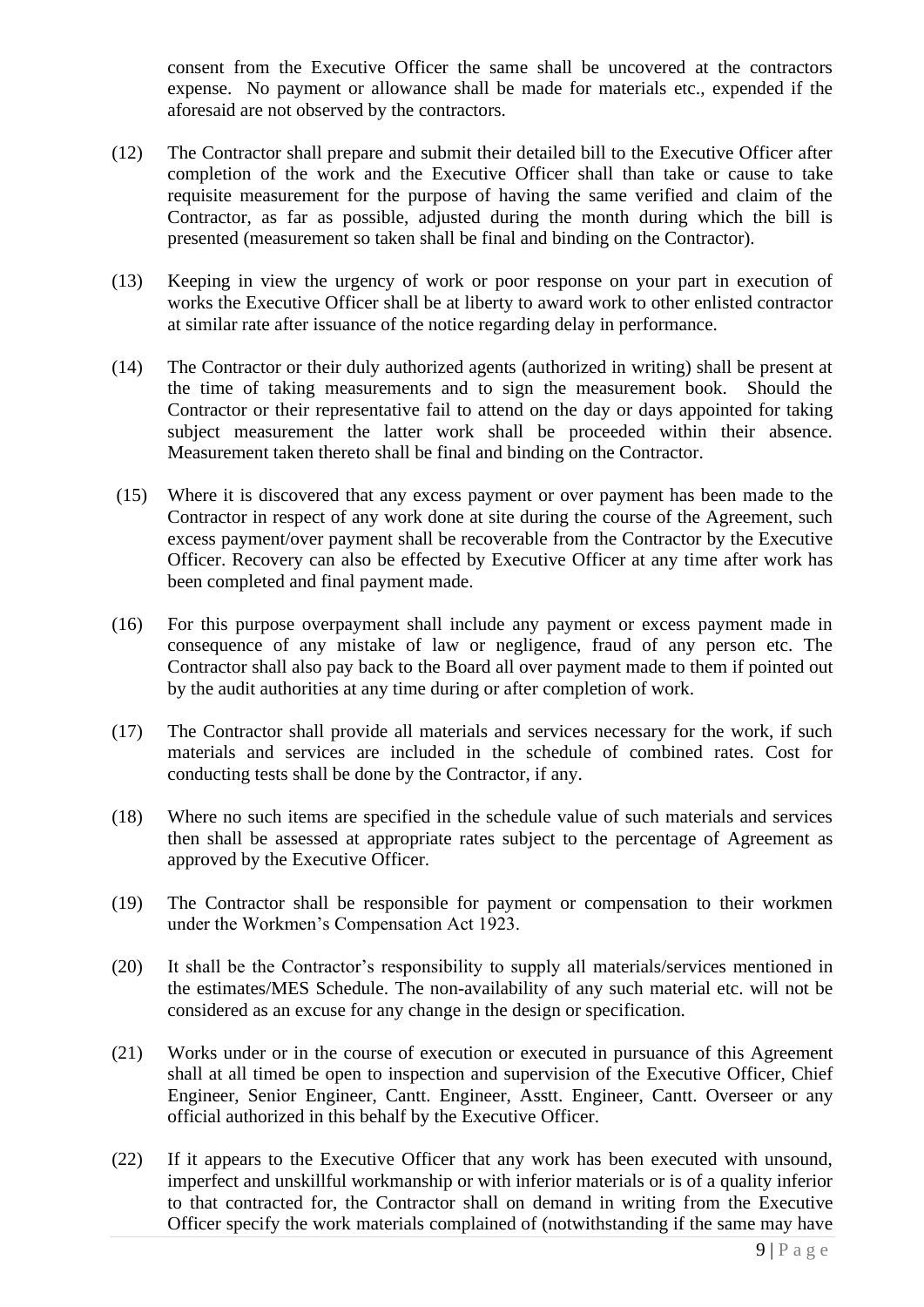consent from the Executive Officer the same shall be uncovered at the contractors expense. No payment or allowance shall be made for materials etc., expended if the aforesaid are not observed by the contractors.

(12) The Contractor shall prepare and submit their detailed bill to the Executive Officer after completion of the work and the Executive Officer shall than take or cause to take requisite measurement for the purpose of having the same verified and claim of the Contractor, as far as possible, adjusted during the month during which the bill is presented (measurement so taken shall be final and binding on the Contractor).

(13) Keeping in view the urgency of work or poor response on your part in execution of works the Executive Officer shall be at liberty to award work to other enlisted contractor at similar rate after issuance of the notice regarding delay in performance.

(14) The Contractor or their duly authorized agents (authorized in writing) shall be present at the time of taking measurements and to sign the measurement book. Should the Contractor or their representative fail to attend on the day or days appointed for taking subject measurement the latter work shall be proceeded within their absence. Measurement taken thereto shall be final and binding on the Contractor.

(15) Where it is discovered that any excess payment or over payment has been made to the Contractor in respect of any work done at site during the course of the Agreement, such excess payment/over payment shall be recoverable from the Contractor by the Executive Officer. Recovery can also be effected by Executive Officer at any time after work has been completed and final payment made.

(16) For this purpose overpayment shall include any payment or excess payment made in consequence of any mistake of law or negligence, fraud of any person etc. The Contractor shall also pay back to the Board all over payment made to them if pointed out by the audit authorities at any time during or after completion of work.

(17) The Contractor shall provide all materials and services necessary for the work, if such materials and services are included in the schedule of combined rates. Cost for conducting tests shall be done by the Contractor, if any.

(18) Where no such items are specified in the schedule value of such materials and services then shall be assessed at appropriate rates subject to the percentage of Agreement as approved by the Executive Officer.

(19) The Contractor shall be responsible for payment or compensation to their workmen under the Workmen's Compensation Act 1923.

(20) It shall be the Contractor's responsibility to supply all materials/services mentioned in the estimates/MES Schedule. The non-availability of any such material etc. will not be considered as an excuse for any change in the design or specification.

(21) Works under or in the course of execution or executed in pursuance of this Agreement shall at all timed be open to inspection and supervision of the Executive Officer, Chief Engineer, Senior Engineer, Cantt. Engineer, Asstt. Engineer, Cantt. Overseer or any official authorized in this behalf by the Executive Officer.

(22) If it appears to the Executive Officer that any work has been executed with unsound, imperfect and unskillful workmanship or with inferior materials or is of a quality inferior to that contracted for, the Contractor shall on demand in writing from the Executive Officer specify the work materials complained of (notwithstanding if the same may have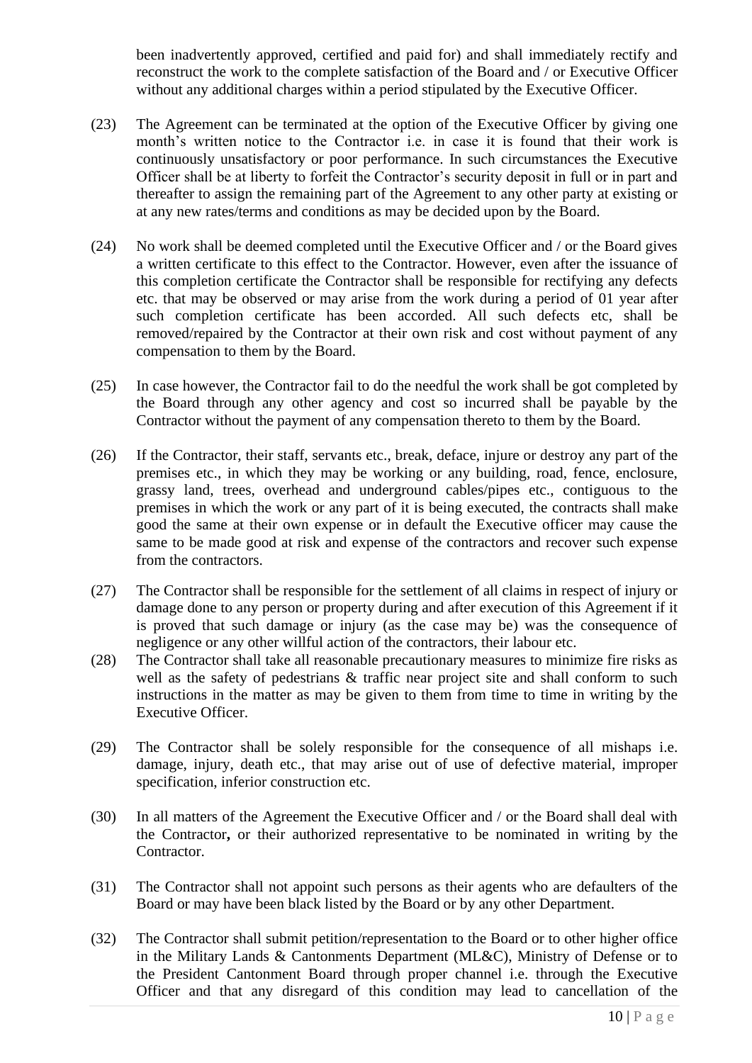been inadvertently approved, certified and paid for) and shall immediately rectify and reconstruct the work to the complete satisfaction of the Board and / or Executive Officer without any additional charges within a period stipulated by the Executive Officer.

(23) The Agreement can be terminated at the option of the Executive Officer by giving one month's written notice to the Contractor i.e. in case it is found that their work is continuously unsatisfactory or poor performance. In such circumstances the Executive Officer shall be at liberty to forfeit the Contractor's security deposit in full or in part and thereafter to assign the remaining part of the Agreement to any other party at existing or at any new rates/terms and conditions as may be decided upon by the Board.

(24) No work shall be deemed completed until the Executive Officer and / or the Board gives a written certificate to this effect to the Contractor. However, even after the issuance of this completion certificate the Contractor shall be responsible for rectifying any defects etc. that may be observed or may arise from the work during a period of 01 year after such completion certificate has been accorded. All such defects etc, shall be removed/repaired by the Contractor at their own risk and cost without payment of any compensation to them by the Board.

(25) In case however, the Contractor fail to do the needful the work shall be got completed by the Board through any other agency and cost so incurred shall be payable by the Contractor without the payment of any compensation thereto to them by the Board.

(26) If the Contractor, their staff, servants etc., break, deface, injure or destroy any part of the premises etc., in which they may be working or any building, road, fence, enclosure, grassy land, trees, overhead and underground cables/pipes etc., contiguous to the premises in which the work or any part of it is being executed, the contracts shall make good the same at their own expense or in default the Executive officer may cause the same to be made good at risk and expense of the contractors and recover such expense from the contractors.

(27) The Contractor shall be responsible for the settlement of all claims in respect of injury or damage done to any person or property during and after execution of this Agreement if it is proved that such damage or injury (as the case may be) was the consequence of negligence or any other willful action of the contractors, their labour etc.

(28) The Contractor shall take all reasonable precautionary measures to minimize fire risks as well as the safety of pedestrians & traffic near project site and shall conform to such instructions in the matter as may be given to them from time to time in writing by the Executive Officer.

(29) The Contractor shall be solely responsible for the consequence of all mishaps i.e. damage, injury, death etc., that may arise out of use of defective material, improper specification, inferior construction etc.

(30) In all matters of the Agreement the Executive Officer and / or the Board shall deal with the Contractor**,** or their authorized representative to be nominated in writing by the Contractor.

(31) The Contractor shall not appoint such persons as their agents who are defaulters of the Board or may have been black listed by the Board or by any other Department.

(32) The Contractor shall submit petition/representation to the Board or to other higher office in the Military Lands & Cantonments Department (ML&C), Ministry of Defense or to the President Cantonment Board through proper channel i.e. through the Executive Officer and that any disregard of this condition may lead to cancellation of the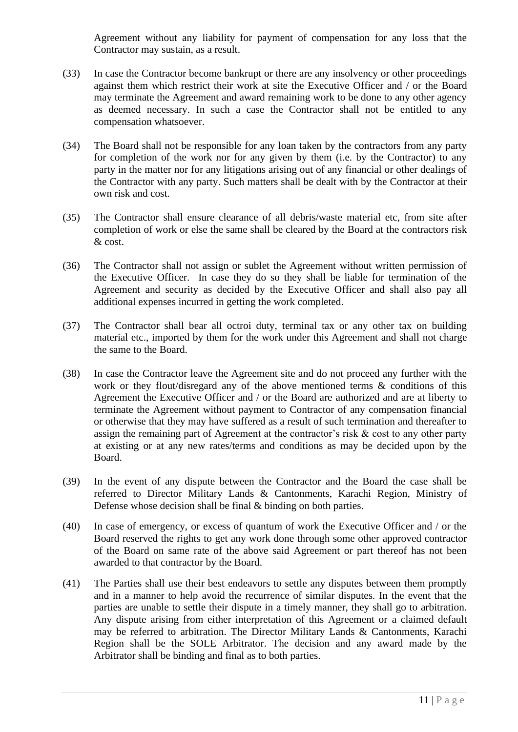Agreement without any liability for payment of compensation for any loss that the Contractor may sustain, as a result.

(33) In case the Contractor become bankrupt or there are any insolvency or other proceedings against them which restrict their work at site the Executive Officer and / or the Board may terminate the Agreement and award remaining work to be done to any other agency as deemed necessary. In such a case the Contractor shall not be entitled to any compensation whatsoever.

(34) The Board shall not be responsible for any loan taken by the contractors from any party for completion of the work nor for any given by them (i.e. by the Contractor) to any party in the matter nor for any litigations arising out of any financial or other dealings of the Contractor with any party. Such matters shall be dealt with by the Contractor at their own risk and cost.

(35) The Contractor shall ensure clearance of all debris/waste material etc, from site after completion of work or else the same shall be cleared by the Board at the contractors risk & cost.

(36) The Contractor shall not assign or sublet the Agreement without written permission of the Executive Officer. In case they do so they shall be liable for termination of the Agreement and security as decided by the Executive Officer and shall also pay all additional expenses incurred in getting the work completed.

(37) The Contractor shall bear all octroi duty, terminal tax or any other tax on building material etc., imported by them for the work under this Agreement and shall not charge the same to the Board.

(38) In case the Contractor leave the Agreement site and do not proceed any further with the work or they flout/disregard any of the above mentioned terms & conditions of this Agreement the Executive Officer and / or the Board are authorized and are at liberty to terminate the Agreement without payment to Contractor of any compensation financial or otherwise that they may have suffered as a result of such termination and thereafter to assign the remaining part of Agreement at the contractor's risk & cost to any other party at existing or at any new rates/terms and conditions as may be decided upon by the Board.

(39) In the event of any dispute between the Contractor and the Board the case shall be referred to Director Military Lands & Cantonments, Karachi Region, Ministry of Defense whose decision shall be final & binding on both parties.

(40) In case of emergency, or excess of quantum of work the Executive Officer and / or the Board reserved the rights to get any work done through some other approved contractor of the Board on same rate of the above said Agreement or part thereof has not been awarded to that contractor by the Board.

(41) The Parties shall use their best endeavors to settle any disputes between them promptly and in a manner to help avoid the recurrence of similar disputes. In the event that the parties are unable to settle their dispute in a timely manner, they shall go to arbitration. Any dispute arising from either interpretation of this Agreement or a claimed default may be referred to arbitration. The Director Military Lands & Cantonments, Karachi Region shall be the SOLE Arbitrator. The decision and any award made by the Arbitrator shall be binding and final as to both parties.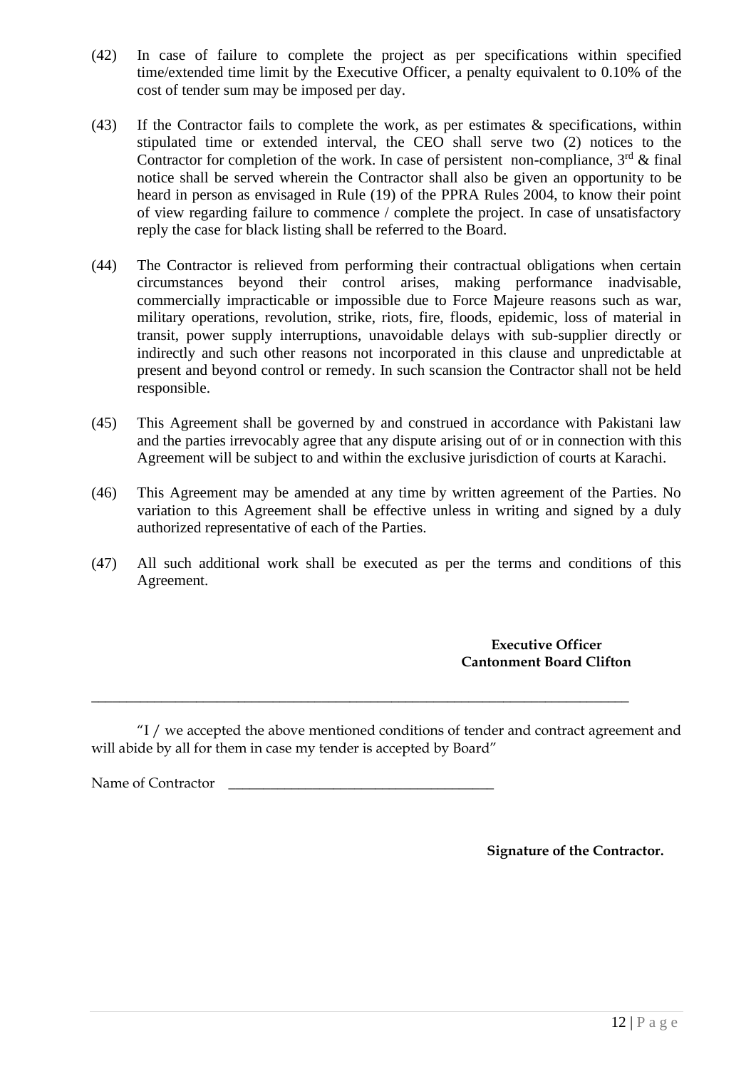(42) In case of failure to complete the project as per specifications within specified time/extended time limit by the Executive Officer, a penalty equivalent to 0.10% of the cost of tender sum may be imposed per day.

(43) If the Contractor fails to complete the work, as per estimates & specifications, within stipulated time or extended interval, the CEO shall serve two (2) notices to the Contractor for completion of the work. In case of persistent non-compliance, 3rd & final notice shall be served wherein the Contractor shall also be given an opportunity to be heard in person as envisaged in Rule (19) of the PPRA Rules 2004, to know their point of view regarding failure to commence / complete the project. In case of unsatisfactory reply the case for black listing shall be referred to the Board.

(44) The Contractor is relieved from performing their contractual obligations when certain circumstances beyond their control arises, making performance inadvisable, commercially impracticable or impossible due to Force Majeure reasons such as war, military operations, revolution, strike, riots, fire, floods, epidemic, loss of material in transit, power supply interruptions, unavoidable delays with sub-supplier directly or indirectly and such other reasons not incorporated in this clause and unpredictable at present and beyond control or remedy. In such scansion the Contractor shall not be held responsible.

(45) This Agreement shall be governed by and construed in accordance with Pakistani law and the parties irrevocably agree that any dispute arising out of or in connection with this Agreement will be subject to and within the exclusive jurisdiction of courts at Karachi.

(46) This Agreement may be amended at any time by written agreement of the Parties. No variation to this Agreement shall be effective unless in writing and signed by a duly authorized representative of each of the Parties.

(47) All such additional work shall be executed as per the terms and conditions of this Agreement.

**Executive Officer**
**Cantonment Board Clifton**

---

"I / we accepted the above mentioned conditions of tender and contract agreement and will abide by all for them in case my tender is accepted by Board"

Name of Contractor ____________________________________

**Signature of the Contractor.**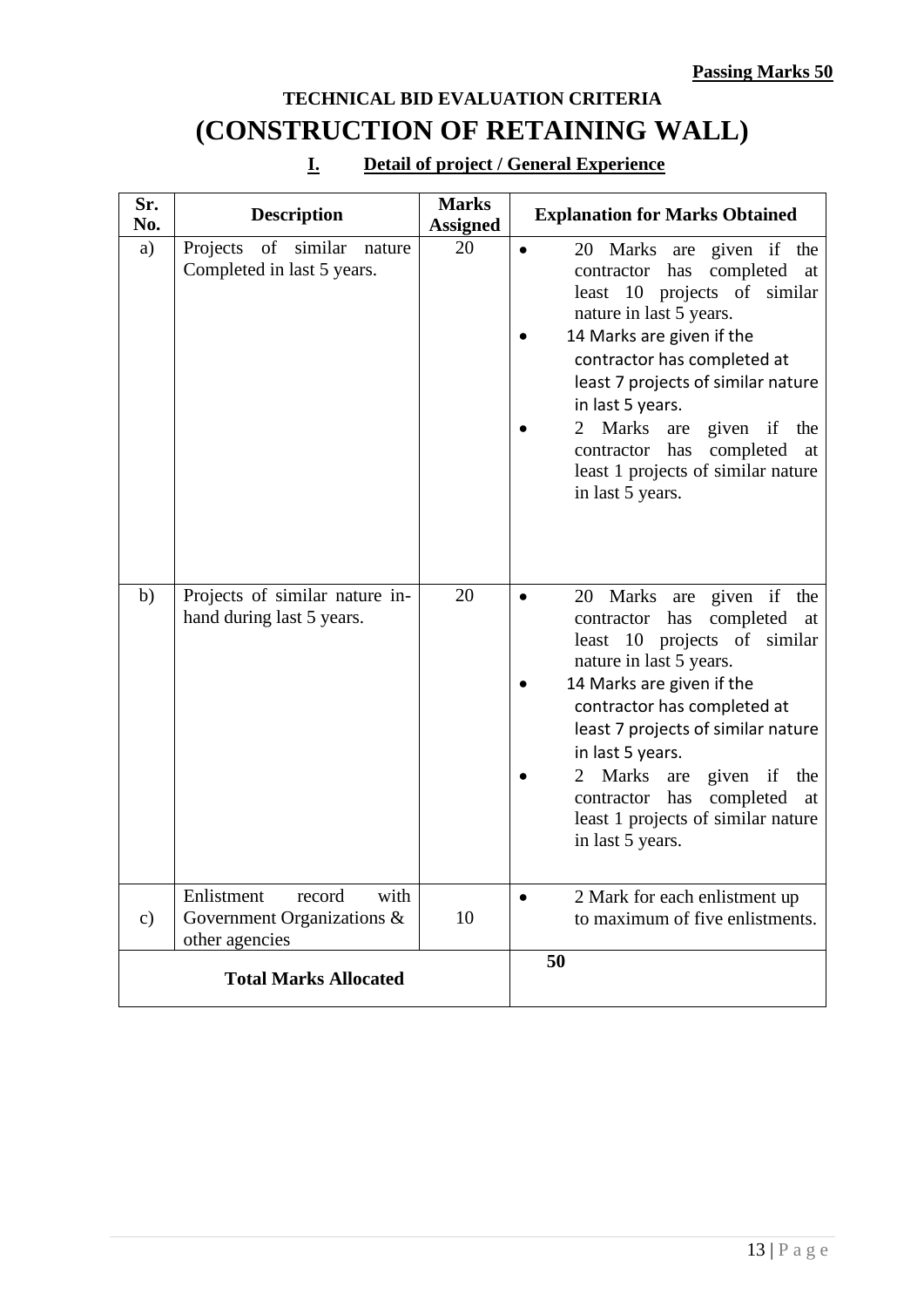**Passing Marks 50**

# TECHNICAL BID EVALUATION CRITERIA

# (CONSTRUCTION OF RETAINING WALL)

## I. Detail of project / General Experience

| Sr. No. | Description | Marks Assigned | Explanation for Marks Obtained |
|---|---|---|---|
| a) | Projects of similar nature Completed in last 5 years. | 20 | • 20 Marks are given if the contractor has completed at least 10 projects of similar nature in last 5 years.<br>• 14 Marks are given if the contractor has completed at least 7 projects of similar nature in last 5 years.<br>• 2 Marks are given if the contractor has completed at least 1 projects of similar nature in last 5 years. |
| b) | Projects of similar nature in-hand during last 5 years. | 20 | • 20 Marks are given if the contractor has completed at least 10 projects of similar nature in last 5 years.<br>• 14 Marks are given if the contractor has completed at least 7 projects of similar nature in last 5 years.<br>• 2 Marks are given if the contractor has completed at least 1 projects of similar nature in last 5 years. |
| c) | Enlistment record with Government Organizations & other agencies | 10 | • 2 Mark for each enlistment up to maximum of five enlistments. |
| **Total Marks Allocated** | | | **50** |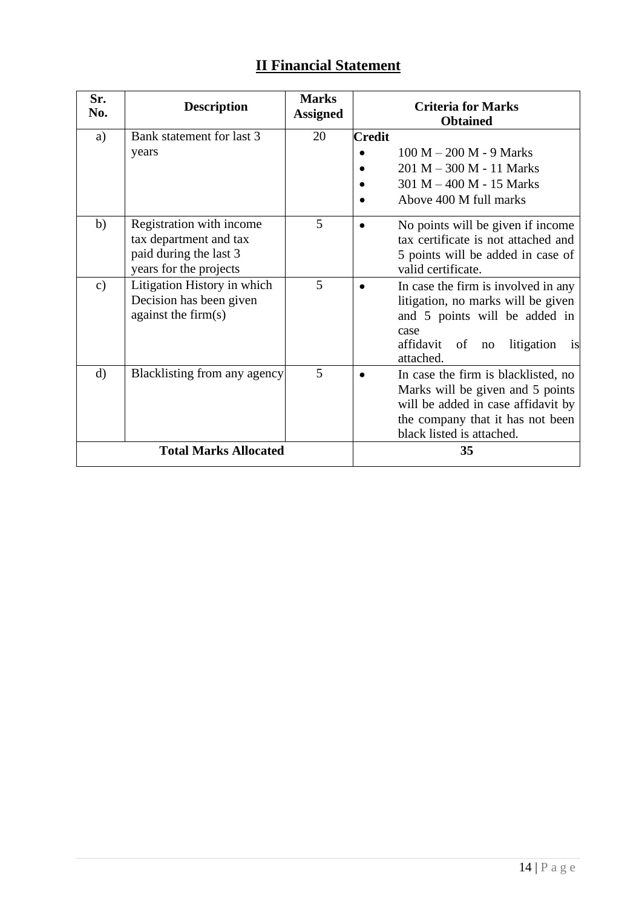## II Financial Statement

| Sr. No. | Description | Marks Assigned | Criteria for Marks Obtained |
|---|---|---|---|
| a) | Bank statement for last 3 years | 20 | **Credit**<br>• 100 M – 200 M - 9 Marks<br>• 201 M – 300 M - 11 Marks<br>• 301 M – 400 M - 15 Marks<br>• Above 400 M full marks |
| b) | Registration with income tax department and tax paid during the last 3 years for the projects | 5 | • No points will be given if income tax certificate is not attached and 5 points will be added in case of valid certificate. |
| c) | Litigation History in which Decision has been given against the firm(s) | 5 | • In case the firm is involved in any litigation, no marks will be given and 5 points will be added in case affidavit of no litigation is attached. |
| d) | Blacklisting from any agency | 5 | • In case the firm is blacklisted, no Marks will be given and 5 points will be added in case affidavit by the company that it has not been black listed is attached. |
| **Total Marks Allocated** | | | **35** |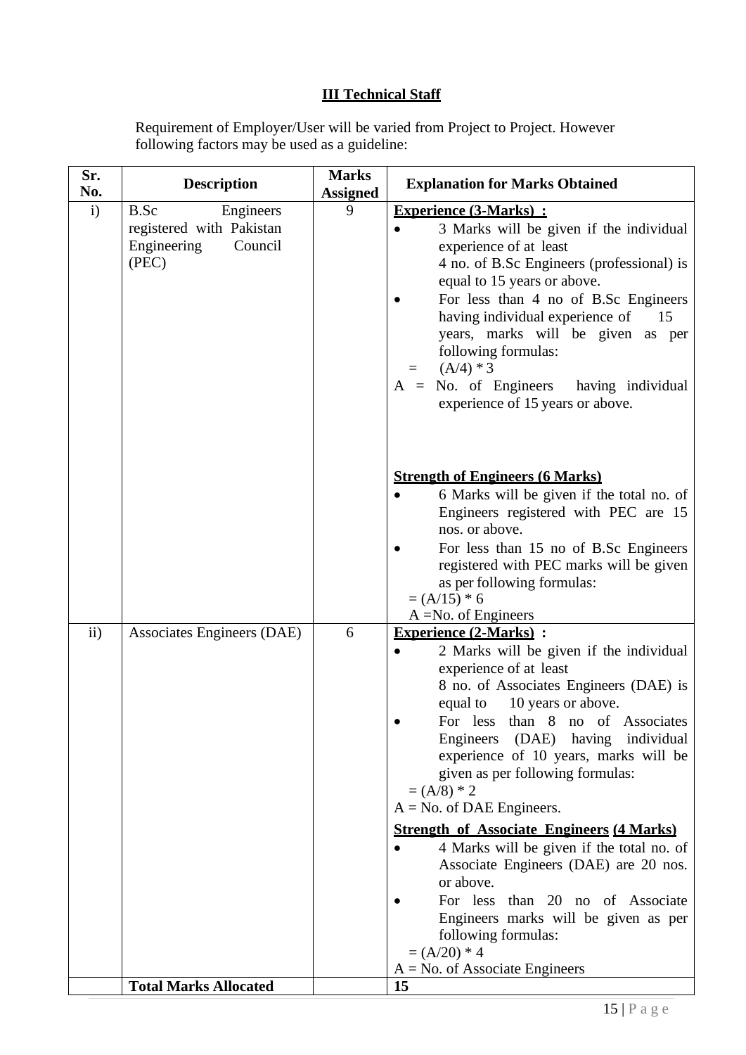### III Technical Staff

Requirement of Employer/User will be varied from Project to Project. However following factors may be used as a guideline:

| Sr. No. | Description | Marks Assigned | Explanation for Marks Obtained |
|---|---|---|---|
| i) | B.Sc Engineers registered with Pakistan Engineering Council (PEC) | 9 | **Experience (3-Marks) :**<br>• 3 Marks will be given if the individual experience of at least 4 no. of B.Sc Engineers (professional) is equal to 15 years or above.<br>• For less than 4 no of B.Sc Engineers having individual experience of 15 years, marks will be given as per following formulas:<br>$= (A/4) * 3$<br>A = No. of Engineers having individual experience of 15 years or above.<br><br>**Strength of Engineers (6 Marks)**<br>• 6 Marks will be given if the total no. of Engineers registered with PEC are 15 nos. or above.<br>• For less than 15 no of B.Sc Engineers registered with PEC marks will be given as per following formulas:<br>$= (A/15) * 6$<br>A =No. of Engineers |
| ii) | Associates Engineers (DAE) | 6 | **Experience (2-Marks) :**<br>• 2 Marks will be given if the individual experience of at least 8 no. of Associates Engineers (DAE) is equal to 10 years or above.<br>• For less than 8 no of Associates Engineers (DAE) having individual experience of 10 years, marks will be given as per following formulas:<br>$= (A/8) * 2$<br>A = No. of DAE Engineers.<br><br>**Strength of Associate Engineers (4 Marks)**<br>• 4 Marks will be given if the total no. of Associate Engineers (DAE) are 20 nos. or above.<br>• For less than 20 no of Associate Engineers marks will be given as per following formulas:<br>$= (A/20) * 4$<br>A = No. of Associate Engineers |
| | **Total Marks Allocated** | | **15** |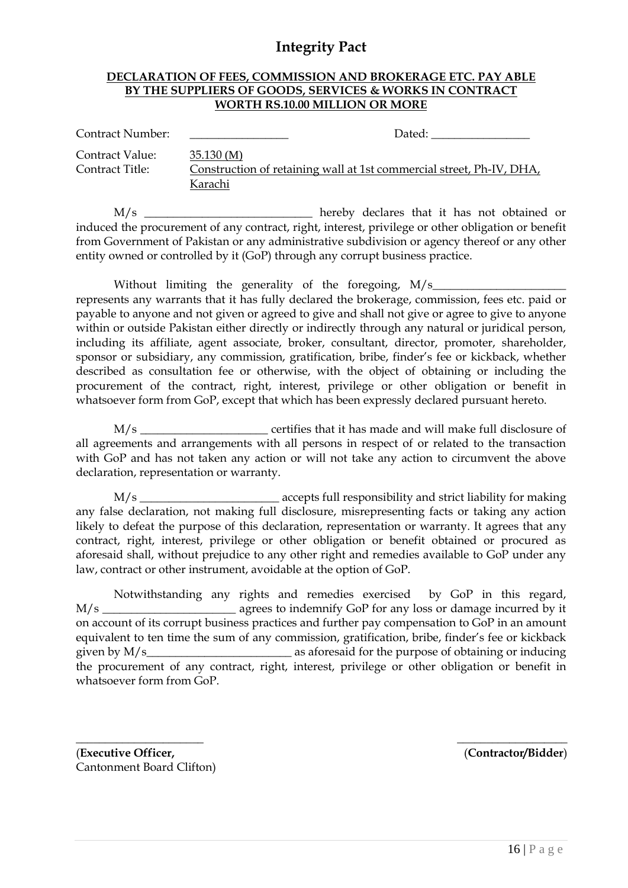# Integrity Pact

**DECLARATION OF FEES, COMMISSION AND BROKERAGE ETC. PAY ABLE BY THE SUPPLIERS OF GOODS, SERVICES & WORKS IN CONTRACT WORTH RS.10.00 MILLION OR MORE**

Contract Number: ________________ Dated: ________________

Contract Value: 35.130 (M)

Contract Title: Construction of retaining wall at 1st commercial street, Ph-IV, DHA, Karachi

M/s ____________________________ hereby declares that it has not obtained or induced the procurement of any contract, right, interest, privilege or other obligation or benefit from Government of Pakistan or any administrative subdivision or agency thereof or any other entity owned or controlled by it (GoP) through any corrupt business practice.

Without limiting the generality of the foregoing, M/s______________________ represents any warrants that it has fully declared the brokerage, commission, fees etc. paid or payable to anyone and not given or agreed to give and shall not give or agree to give to anyone within or outside Pakistan either directly or indirectly through any natural or juridical person, including its affiliate, agent associate, broker, consultant, director, promoter, shareholder, sponsor or subsidiary, any commission, gratification, bribe, finder's fee or kickback, whether described as consultation fee or otherwise, with the object of obtaining or including the procurement of the contract, right, interest, privilege or other obligation or benefit in whatsoever form from GoP, except that which has been expressly declared pursuant hereto.

M/s _____________________ certifies that it has made and will make full disclosure of all agreements and arrangements with all persons in respect of or related to the transaction with GoP and has not taken any action or will not take any action to circumvent the above declaration, representation or warranty.

M/s _______________________ accepts full responsibility and strict liability for making any false declaration, not making full disclosure, misrepresenting facts or taking any action likely to defeat the purpose of this declaration, representation or warranty. It agrees that any contract, right, interest, privilege or other obligation or benefit obtained or procured as aforesaid shall, without prejudice to any other right and remedies available to GoP under any law, contract or other instrument, avoidable at the option of GoP.

Notwithstanding any rights and remedies exercised by GoP in this regard, M/s ______________________ agrees to indemnify GoP for any loss or damage incurred by it on account of its corrupt business practices and further pay compensation to GoP in an amount equivalent to ten time the sum of any commission, gratification, bribe, finder's fee or kickback given by M/s________________________ as aforesaid for the purpose of obtaining or inducing the procurement of any contract, right, interest, privilege or other obligation or benefit in whatsoever form from GoP.

______________________ ___________________

(**Executive Officer,** Cantonment Board Clifton) (**Contractor/Bidder**)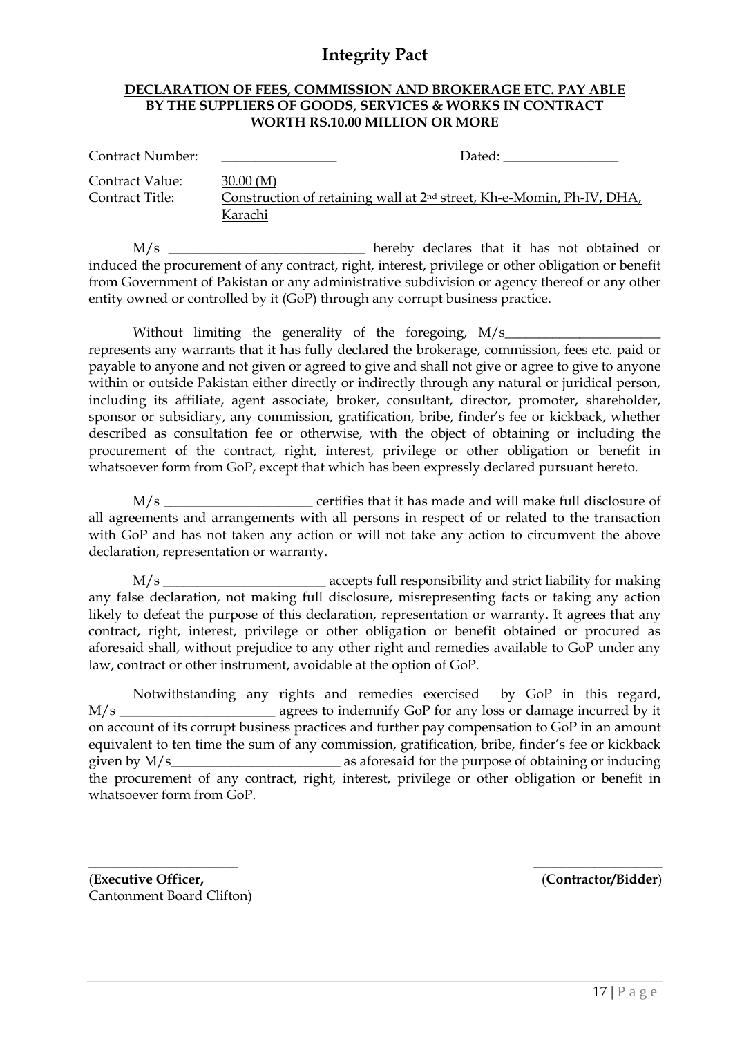# Integrity Pact

**DECLARATION OF FEES, COMMISSION AND BROKERAGE ETC. PAY ABLE BY THE SUPPLIERS OF GOODS, SERVICES & WORKS IN CONTRACT WORTH RS.10.00 MILLION OR MORE**

Contract Number: ________________ Dated: ________________

Contract Value: 30.00 (M)

Contract Title: Construction of retaining wall at 2nd street, Kh-e-Momin, Ph-IV, DHA, Karachi

M/s ____________________________ hereby declares that it has not obtained or induced the procurement of any contract, right, interest, privilege or other obligation or benefit from Government of Pakistan or any administrative subdivision or agency thereof or any other entity owned or controlled by it (GoP) through any corrupt business practice.

Without limiting the generality of the foregoing, M/s______________________ represents any warrants that it has fully declared the brokerage, commission, fees etc. paid or payable to anyone and not given or agreed to give and shall not give or agree to give to anyone within or outside Pakistan either directly or indirectly through any natural or juridical person, including its affiliate, agent associate, broker, consultant, director, promoter, shareholder, sponsor or subsidiary, any commission, gratification, bribe, finder's fee or kickback, whether described as consultation fee or otherwise, with the object of obtaining or including the procurement of the contract, right, interest, privilege or other obligation or benefit in whatsoever form from GoP, except that which has been expressly declared pursuant hereto.

M/s _____________________ certifies that it has made and will make full disclosure of all agreements and arrangements with all persons in respect of or related to the transaction with GoP and has not taken any action or will not take any action to circumvent the above declaration, representation or warranty.

M/s _______________________ accepts full responsibility and strict liability for making any false declaration, not making full disclosure, misrepresenting facts or taking any action likely to defeat the purpose of this declaration, representation or warranty. It agrees that any contract, right, interest, privilege or other obligation or benefit obtained or procured as aforesaid shall, without prejudice to any other right and remedies available to GoP under any law, contract or other instrument, avoidable at the option of GoP.

Notwithstanding any rights and remedies exercised by GoP in this regard, M/s ______________________ agrees to indemnify GoP for any loss or damage incurred by it on account of its corrupt business practices and further pay compensation to GoP in an amount equivalent to ten time the sum of any commission, gratification, bribe, finder's fee or kickback given by M/s________________________ as aforesaid for the purpose of obtaining or inducing the procurement of any contract, right, interest, privilege or other obligation or benefit in whatsoever form from GoP.

_____________________ ___________________

(**Executive Officer,** (**Contractor/Bidder**)

Cantonment Board Clifton)